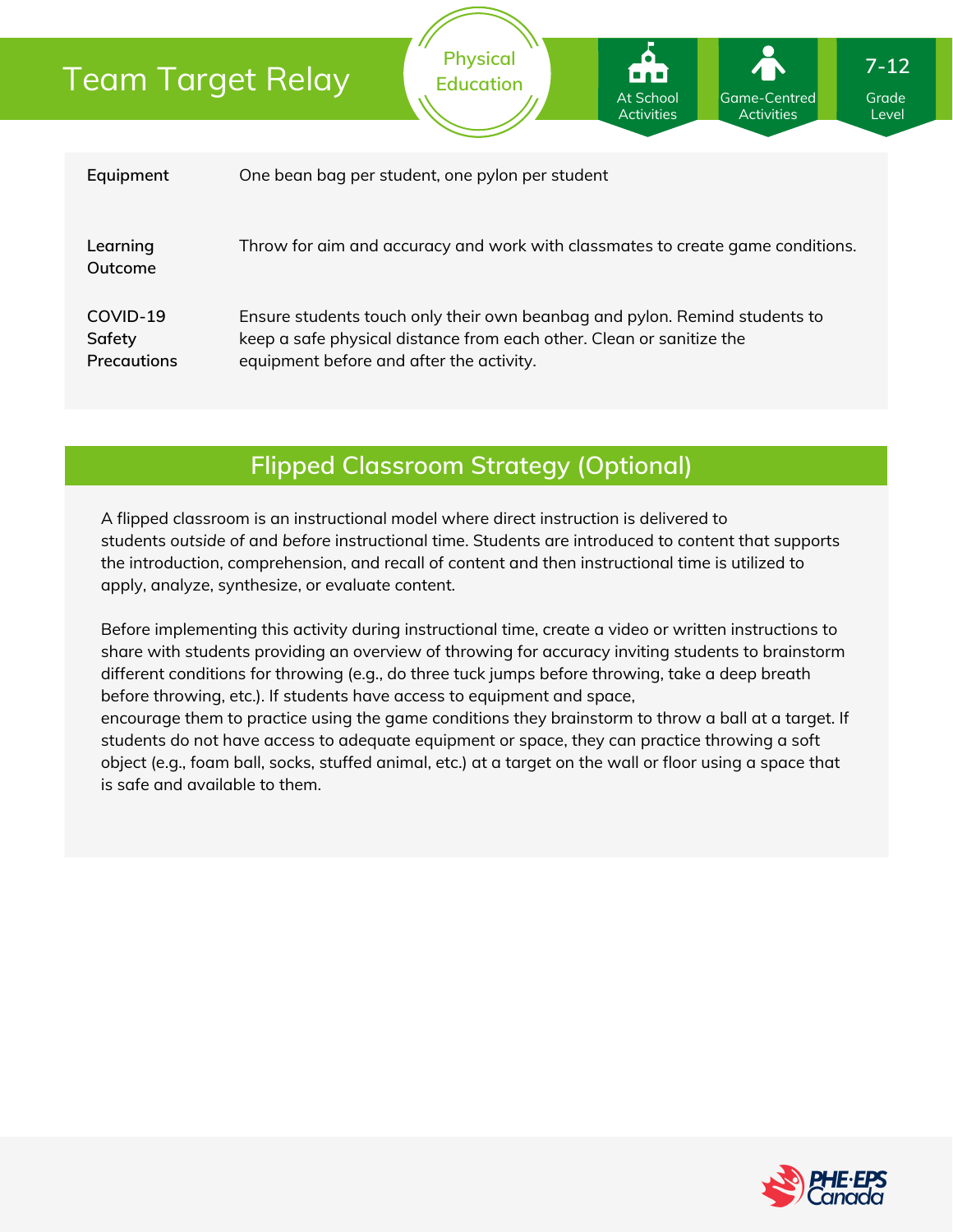# Team Target Relay

Physical Education

At School Activities | Game-Centred Activities | 7-12 Grade Level

| | |
|---|---|
| **Equipment** | One bean bag per student, one pylon per student |
| **Learning Outcome** | Throw for aim and accuracy and work with classmates to create game conditions. |
| **COVID-19 Safety Precautions** | Ensure students touch only their own beanbag and pylon. Remind students to keep a safe physical distance from each other. Clean or sanitize the equipment before and after the activity. |

## Flipped Classroom Strategy (Optional)

A flipped classroom is an instructional model where direct instruction is delivered to students *outside* of and *before* instructional time. Students are introduced to content that supports the introduction, comprehension, and recall of content and then instructional time is utilized to apply, analyze, synthesize, or evaluate content.

Before implementing this activity during instructional time, create a video or written instructions to share with students providing an overview of throwing for accuracy inviting students to brainstorm different conditions for throwing (e.g., do three tuck jumps before throwing, take a deep breath before throwing, etc.). If students have access to equipment and space, encourage them to practice using the game conditions they brainstorm to throw a ball at a target. If students do not have access to adequate equipment or space, they can practice throwing a soft object (e.g., foam ball, socks, stuffed animal, etc.) at a target on the wall or floor using a space that is safe and available to them.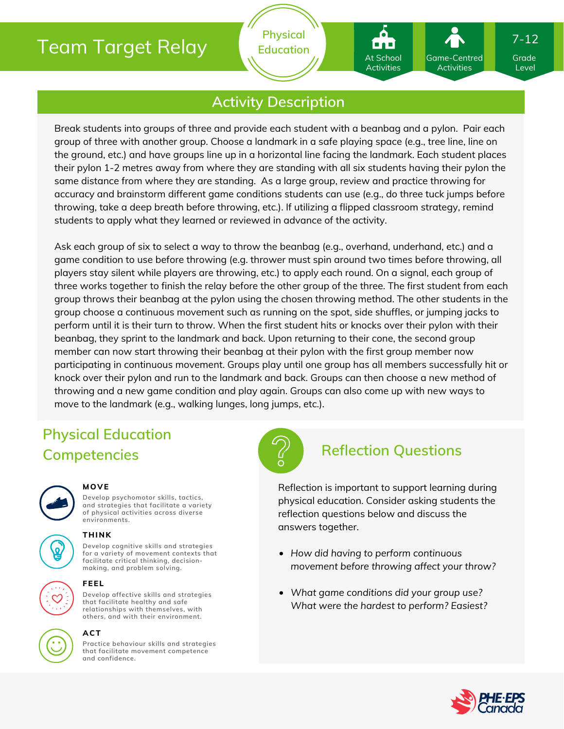# Team Target Relay

Physical Education

At School Activities

Game-Centred Activities

7-12 Grade Level

## Activity Description

Break students into groups of three and provide each student with a beanbag and a pylon. Pair each group of three with another group. Choose a landmark in a safe playing space (e.g., tree line, line on the ground, etc.) and have groups line up in a horizontal line facing the landmark. Each student places their pylon 1-2 metres away from where they are standing with all six students having their pylon the same distance from where they are standing. As a large group, review and practice throwing for accuracy and brainstorm different game conditions students can use (e.g., do three tuck jumps before throwing, take a deep breath before throwing, etc.). If utilizing a flipped classroom strategy, remind students to apply what they learned or reviewed in advance of the activity.

Ask each group of six to select a way to throw the beanbag (e.g., overhand, underhand, etc.) and a game condition to use before throwing (e.g. thrower must spin around two times before throwing, all players stay silent while players are throwing, etc.) to apply each round. On a signal, each group of three works together to finish the relay before the other group of the three. The first student from each group throws their beanbag at the pylon using the chosen throwing method. The other students in the group choose a continuous movement such as running on the spot, side shuffles, or jumping jacks to perform until it is their turn to throw. When the first student hits or knocks over their pylon with their beanbag, they sprint to the landmark and back. Upon returning to their cone, the second group member can now start throwing their beanbag at their pylon with the first group member now participating in continuous movement. Groups play until one group has all members successfully hit or knock over their pylon and run to the landmark and back. Groups can then choose a new method of throwing and a new game condition and play again. Groups can also come up with new ways to move to the landmark (e.g., walking lunges, long jumps, etc.).

## Physical Education Competencies

**MOVE**
Develop psychomotor skills, tactics, and strategies that facilitate a variety of physical activities across diverse environments.

**THINK**
Develop cognitive skills and strategies for a variety of movement contexts that facilitate critical thinking, decision-making, and problem solving.

**FEEL**
Develop affective skills and strategies that facilitate healthy and safe relationships with themselves, with others, and with their environment.

**ACT**
Practice behaviour skills and strategies that facilitate movement competence and confidence.

## Reflection Questions

Reflection is important to support learning during physical education. Consider asking students the reflection questions below and discuss the answers together.

- *How did having to perform continuous movement before throwing affect your throw?*
- *What game conditions did your group use? What were the hardest to perform? Easiest?*

PHE·EPS Canada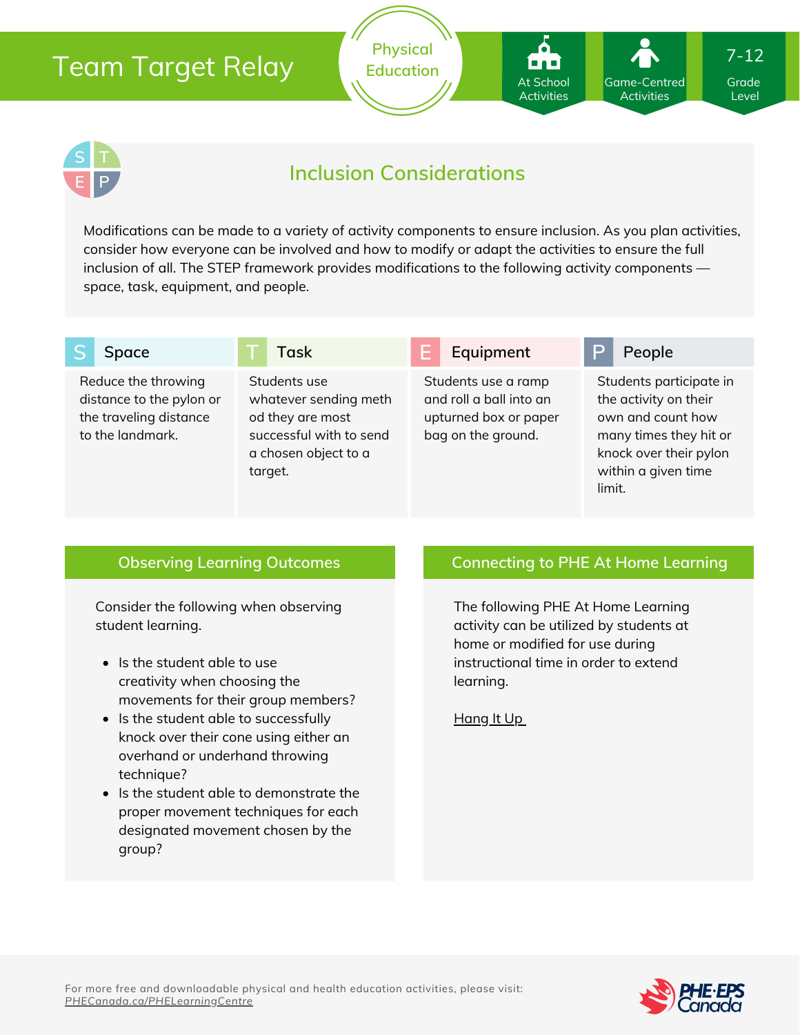# Team Target Relay

Physical Education

At School Activities

Game-Centred Activities

7-12 Grade Level

## Inclusion Considerations

Modifications can be made to a variety of activity components to ensure inclusion. As you plan activities, consider how everyone can be involved and how to modify or adapt the activities to ensure the full inclusion of all. The STEP framework provides modifications to the following activity components — space, task, equipment, and people.

| S Space | T Task | E Equipment | P People |
|---|---|---|---|
| Reduce the throwing distance to the pylon or the traveling distance to the landmark. | Students use whatever sending method they are most successful with to send a chosen object to a target. | Students use a ramp and roll a ball into an upturned box or paper bag on the ground. | Students participate in the activity on their own and count how many times they hit or knock over their pylon within a given time limit. |

## Observing Learning Outcomes

Consider the following when observing student learning.

- Is the student able to use creativity when choosing the movements for their group members?
- Is the student able to successfully knock over their cone using either an overhand or underhand throwing technique?
- Is the student able to demonstrate the proper movement techniques for each designated movement chosen by the group?

## Connecting to PHE At Home Learning

The following PHE At Home Learning activity can be utilized by students at home or modified for use during instructional time in order to extend learning.

Hang It Up

For more free and downloadable physical and health education activities, please visit: PHECanada.ca/PHELearningCentre

PHE-EPS Canada